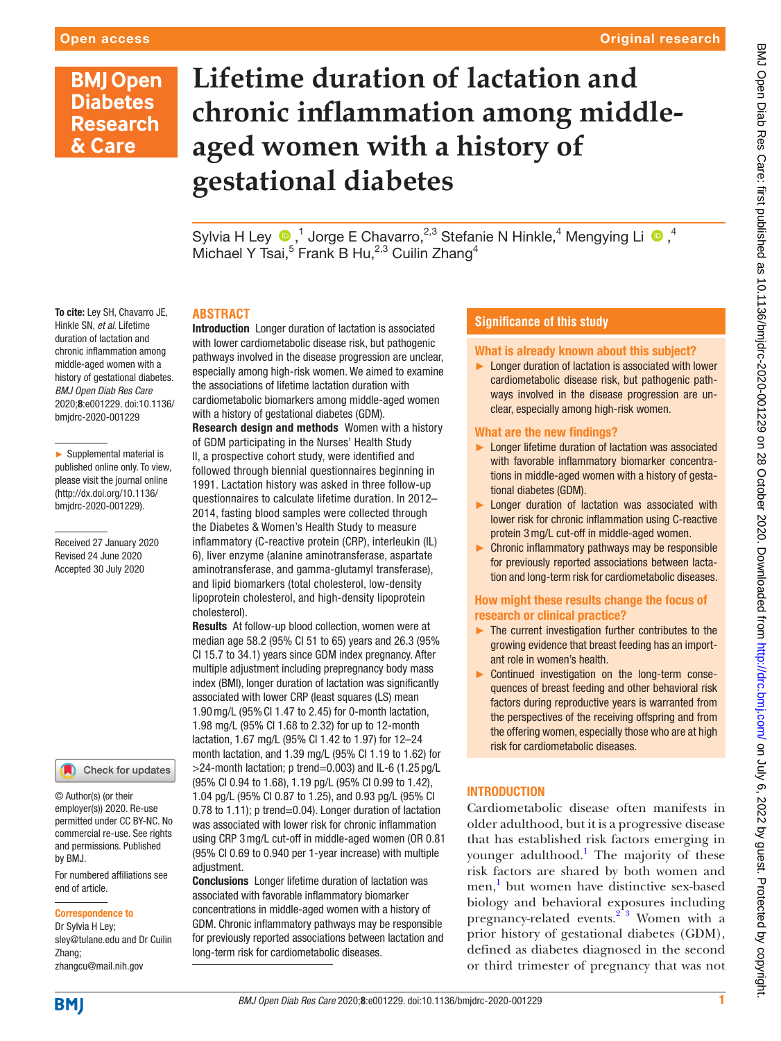Open access

Original research

# Lifetime duration of lactation and chronic inflammation among middle-aged women with a history of gestational diabetes

Sylvia H Ley,[1] Jorge E Chavarro,[2,3] Stefanie N Hinkle,[4] Mengying Li,[4] Michael Y Tsai,[5] Frank B Hu,[2,3] Cuilin Zhang[4]

**To cite:** Ley SH, Chavarro JE, Hinkle SN, *et al*. Lifetime duration of lactation and chronic inflammation among middle-aged women with a history of gestational diabetes. *BMJ Open Diab Res Care* 2020;**8**:e001229. doi:10.1136/bmjdrc-2020-001229

► Supplemental material is published online only. To view, please visit the journal online (http://dx.doi.org/10.1136/bmjdrc-2020-001229).

Received 27 January 2020
Revised 24 June 2020
Accepted 30 July 2020

© Author(s) (or their employer(s)) 2020. Re-use permitted under CC BY-NC. No commercial re-use. See rights and permissions. Published by BMJ.

For numbered affiliations see end of article.

**Correspondence to**
Dr Sylvia H Ley; sley@tulane.edu and Dr Cuilin Zhang; zhangcu@mail.nih.gov

## ABSTRACT

**Introduction** Longer duration of lactation is associated with lower cardiometabolic disease risk, but pathogenic pathways involved in the disease progression are unclear, especially among high-risk women. We aimed to examine the associations of lifetime lactation duration with cardiometabolic biomarkers among middle-aged women with a history of gestational diabetes (GDM).

**Research design and methods** Women with a history of GDM participating in the Nurses' Health Study II, a prospective cohort study, were identified and followed through biennial questionnaires beginning in 1991. Lactation history was asked in three follow-up questionnaires to calculate lifetime duration. In 2012–2014, fasting blood samples were collected through the Diabetes & Women's Health Study to measure inflammatory (C-reactive protein (CRP), interleukin (IL) 6), liver enzyme (alanine aminotransferase, aspartate aminotransferase, and gamma-glutamyl transferase), and lipid biomarkers (total cholesterol, low-density lipoprotein cholesterol, and high-density lipoprotein cholesterol).

**Results** At follow-up blood collection, women were at median age 58.2 (95% CI 51 to 65) years and 26.3 (95% CI 15.7 to 34.1) years since GDM index pregnancy. After multiple adjustment including prepregnancy body mass index (BMI), longer duration of lactation was significantly associated with lower CRP (least squares (LS) mean 1.90 mg/L (95% CI 1.47 to 2.45) for 0-month lactation, 1.98 mg/L (95% CI 1.68 to 2.32) for up to 12-month lactation, 1.67 mg/L (95% CI 1.42 to 1.97) for 12–24 month lactation, and 1.39 mg/L (95% CI 1.19 to 1.62) for >24-month lactation; p trend=0.003) and IL-6 (1.25 pg/L (95% CI 0.94 to 1.68), 1.19 pg/L (95% CI 0.99 to 1.42), 1.04 pg/L (95% CI 0.87 to 1.25), and 0.93 pg/L (95% CI 0.78 to 1.11); p trend=0.04). Longer duration of lactation was associated with lower risk for chronic inflammation using CRP 3 mg/L cut-off in middle-aged women (OR 0.81 (95% CI 0.69 to 0.940 per 1-year increase) with multiple adjustment.

**Conclusions** Longer lifetime duration of lactation was associated with favorable inflammatory biomarker concentrations in middle-aged women with a history of GDM. Chronic inflammatory pathways may be responsible for previously reported associations between lactation and long-term risk for cardiometabolic diseases.

## Significance of this study

### What is already known about this subject?

- Longer duration of lactation is associated with lower cardiometabolic disease risk, but pathogenic pathways involved in the disease progression are unclear, especially among high-risk women.

### What are the new findings?

- Longer lifetime duration of lactation was associated with favorable inflammatory biomarker concentrations in middle-aged women with a history of gestational diabetes (GDM).
- Longer duration of lactation was associated with lower risk for chronic inflammation using C-reactive protein 3 mg/L cut-off in middle-aged women.
- Chronic inflammatory pathways may be responsible for previously reported associations between lactation and long-term risk for cardiometabolic diseases.

### How might these results change the focus of research or clinical practice?

- The current investigation further contributes to the growing evidence that breast feeding has an important role in women's health.
- Continued investigation on the long-term consequences of breast feeding and other behavioral risk factors during reproductive years is warranted from the perspectives of the receiving offspring and from the offering women, especially those who are at high risk for cardiometabolic diseases.

## INTRODUCTION

Cardiometabolic disease often manifests in older adulthood, but it is a progressive disease that has established risk factors emerging in younger adulthood.[1] The majority of these risk factors are shared by both women and men,[1] but women have distinctive sex-based biology and behavioral exposures including pregnancy-related events.[2,3] Women with a prior history of gestational diabetes (GDM), defined as diabetes diagnosed in the second or third trimester of pregnancy that was not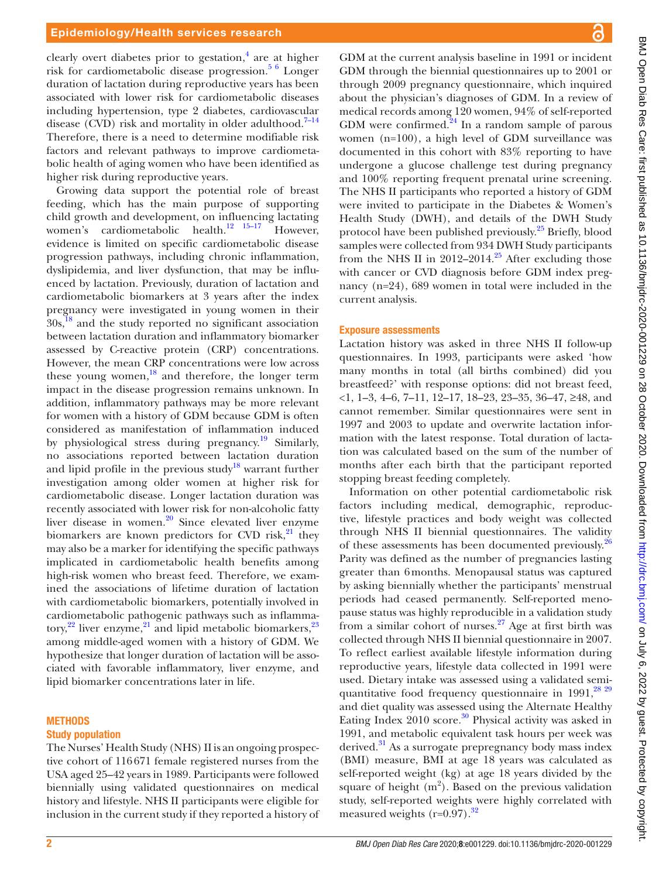clearly overt diabetes prior to gestation,[4] are at higher risk for cardiometabolic disease progression.[5 6] Longer duration of lactation during reproductive years has been associated with lower risk for cardiometabolic diseases including hypertension, type 2 diabetes, cardiovascular disease (CVD) risk and mortality in older adulthood.[7–14] Therefore, there is a need to determine modifiable risk factors and relevant pathways to improve cardiometabolic health of aging women who have been identified as higher risk during reproductive years.

Growing data support the potential role of breast feeding, which has the main purpose of supporting child growth and development, on influencing lactating women's cardiometabolic health.[12 15–17] However, evidence is limited on specific cardiometabolic disease progression pathways, including chronic inflammation, dyslipidemia, and liver dysfunction, that may be influenced by lactation. Previously, duration of lactation and cardiometabolic biomarkers at 3 years after the index pregnancy were investigated in young women in their 30s,[18] and the study reported no significant association between lactation duration and inflammatory biomarker assessed by C-reactive protein (CRP) concentrations. However, the mean CRP concentrations were low across these young women,[18] and therefore, the longer term impact in the disease progression remains unknown. In addition, inflammatory pathways may be more relevant for women with a history of GDM because GDM is often considered as manifestation of inflammation induced by physiological stress during pregnancy.[19] Similarly, no associations reported between lactation duration and lipid profile in the previous study[18] warrant further investigation among older women at higher risk for cardiometabolic disease. Longer lactation duration was recently associated with lower risk for non-alcoholic fatty liver disease in women.[20] Since elevated liver enzyme biomarkers are known predictors for CVD risk,[21] they may also be a marker for identifying the specific pathways implicated in cardiometabolic health benefits among high-risk women who breast feed. Therefore, we examined the associations of lifetime duration of lactation with cardiometabolic biomarkers, potentially involved in cardiometabolic pathogenic pathways such as inflammatory,[22] liver enzyme,[21] and lipid metabolic biomarkers,[23] among middle-aged women with a history of GDM. We hypothesize that longer duration of lactation will be associated with favorable inflammatory, liver enzyme, and lipid biomarker concentrations later in life.

## METHODS

### Study population

The Nurses' Health Study (NHS) II is an ongoing prospective cohort of 116 671 female registered nurses from the USA aged 25–42 years in 1989. Participants were followed biennially using validated questionnaires on medical history and lifestyle. NHS II participants were eligible for inclusion in the current study if they reported a history of GDM at the current analysis baseline in 1991 or incident GDM through the biennial questionnaires up to 2001 or through 2009 pregnancy questionnaire, which inquired about the physician's diagnoses of GDM. In a review of medical records among 120 women, 94% of self-reported GDM were confirmed.[24] In a random sample of parous women (n=100), a high level of GDM surveillance was documented in this cohort with 83% reporting to have undergone a glucose challenge test during pregnancy and 100% reporting frequent prenatal urine screening. The NHS II participants who reported a history of GDM were invited to participate in the Diabetes & Women's Health Study (DWH), and details of the DWH Study protocol have been published previously.[25] Briefly, blood samples were collected from 934 DWH Study participants from the NHS II in 2012–2014.[25] After excluding those with cancer or CVD diagnosis before GDM index pregnancy (n=24), 689 women in total were included in the current analysis.

### Exposure assessments

Lactation history was asked in three NHS II follow-up questionnaires. In 1993, participants were asked 'how many months in total (all births combined) did you breastfeed?' with response options: did not breast feed, <1, 1–3, 4–6, 7–11, 12–17, 18–23, 23–35, 36–47, ≥48, and cannot remember. Similar questionnaires were sent in 1997 and 2003 to update and overwrite lactation information with the latest response. Total duration of lactation was calculated based on the sum of the number of months after each birth that the participant reported stopping breast feeding completely.

Information on other potential cardiometabolic risk factors including medical, demographic, reproductive, lifestyle practices and body weight was collected through NHS II biennial questionnaires. The validity of these assessments has been documented previously.[26] Parity was defined as the number of pregnancies lasting greater than 6 months. Menopausal status was captured by asking biennially whether the participants' menstrual periods had ceased permanently. Self-reported menopause status was highly reproducible in a validation study from a similar cohort of nurses.[27] Age at first birth was collected through NHS II biennial questionnaire in 2007. To reflect earliest available lifestyle information during reproductive years, lifestyle data collected in 1991 were used. Dietary intake was assessed using a validated semi-quantitative food frequency questionnaire in 1991,[28 29] and diet quality was assessed using the Alternate Healthy Eating Index 2010 score.[30] Physical activity was asked in 1991, and metabolic equivalent task hours per week was derived.[31] As a surrogate prepregnancy body mass index (BMI) measure, BMI at age 18 years was calculated as self-reported weight (kg) at age 18 years divided by the square of height (m$^2$). Based on the previous validation study, self-reported weights were highly correlated with measured weights (r=0.97).[32]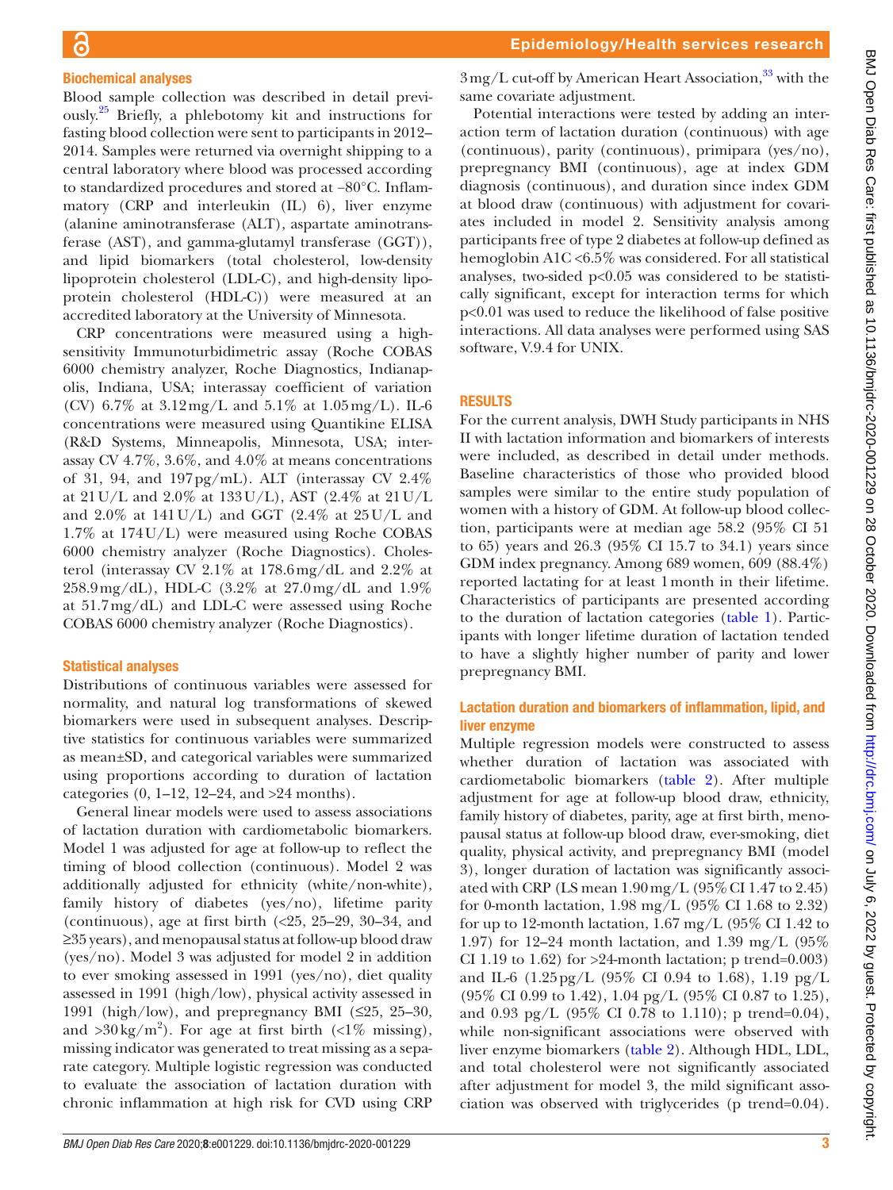### Biochemical analyses

Blood sample collection was described in detail previously.[25] Briefly, a phlebotomy kit and instructions for fasting blood collection were sent to participants in 2012–2014. Samples were returned via overnight shipping to a central laboratory where blood was processed according to standardized procedures and stored at −80°C. Inflammatory (CRP and interleukin (IL) 6), liver enzyme (alanine aminotransferase (ALT), aspartate aminotransferase (AST), and gamma-glutamyl transferase (GGT)), and lipid biomarkers (total cholesterol, low-density lipoprotein cholesterol (LDL-C), and high-density lipoprotein cholesterol (HDL-C)) were measured at an accredited laboratory at the University of Minnesota.

CRP concentrations were measured using a high-sensitivity Immunoturbidimetric assay (Roche COBAS 6000 chemistry analyzer, Roche Diagnostics, Indianapolis, Indiana, USA; interassay coefficient of variation (CV) 6.7% at 3.12 mg/L and 5.1% at 1.05 mg/L). IL-6 concentrations were measured using Quantikine ELISA (R&D Systems, Minneapolis, Minnesota, USA; interassay CV 4.7%, 3.6%, and 4.0% at means concentrations of 31, 94, and 197 pg/mL). ALT (interassay CV 2.4% at 21 U/L and 2.0% at 133 U/L), AST (2.4% at 21 U/L and 2.0% at 141 U/L) and GGT (2.4% at 25 U/L and 1.7% at 174 U/L) were measured using Roche COBAS 6000 chemistry analyzer (Roche Diagnostics). Cholesterol (interassay CV 2.1% at 178.6 mg/dL and 2.2% at 258.9 mg/dL), HDL-C (3.2% at 27.0 mg/dL and 1.9% at 51.7 mg/dL) and LDL-C were assessed using Roche COBAS 6000 chemistry analyzer (Roche Diagnostics).

### Statistical analyses

Distributions of continuous variables were assessed for normality, and natural log transformations of skewed biomarkers were used in subsequent analyses. Descriptive statistics for continuous variables were summarized as mean±SD, and categorical variables were summarized using proportions according to duration of lactation categories (0, 1–12, 12–24, and >24 months).

General linear models were used to assess associations of lactation duration with cardiometabolic biomarkers. Model 1 was adjusted for age at follow-up blood draw to reflect the timing of blood collection (continuous). Model 2 was additionally adjusted for ethnicity (white/non-white), family history of diabetes (yes/no), lifetime parity (continuous), age at first birth (<25, 25–29, 30–34, and ≥35 years), and menopausal status at follow-up blood draw (yes/no). Model 3 was adjusted for model 2 in addition to ever smoking assessed in 1991 (yes/no), diet quality assessed in 1991 (high/low), physical activity assessed in 1991 (high/low), and prepregnancy BMI (≤25, 25–30, and >30 $kg/m^2$). For age at first birth (<1% missing), missing indicator was generated to treat missing as a separate category. Multiple logistic regression was conducted to evaluate the association of lactation duration with chronic inflammation at high risk for CVD using CRP 3 mg/L cut-off by American Heart Association,[33] with the same covariate adjustment.

Potential interactions were tested by adding an interaction term of lactation duration (continuous) with age (continuous), parity (continuous), primipara (yes/no), prepregnancy BMI (continuous), age at index GDM diagnosis (continuous), and duration since index GDM at blood draw (continuous) with adjustment for covariates included in model 2. Sensitivity analysis among participants free of type 2 diabetes at follow-up defined as hemoglobin A1C <6.5% was considered. For all statistical analyses, two-sided p<0.05 was considered to be statistically significant, except for interaction terms for which p<0.01 was used to reduce the likelihood of false positive interactions. All data analyses were performed using SAS software, V.9.4 for UNIX.

## RESULTS

For the current analysis, DWH Study participants in NHS II with lactation information and biomarkers of interests were included, as described in detail under methods. Baseline characteristics of those who provided blood samples were similar to the entire study population of women with a history of GDM. At follow-up blood collection, participants were at median age 58.2 (95% CI 51 to 65) years and 26.3 (95% CI 15.7 to 34.1) years since GDM index pregnancy. Among 689 women, 609 (88.4%) reported lactating for at least 1 month in their lifetime. Characteristics of participants are presented according to the duration of lactation categories (table 1). Participants with longer lifetime duration of lactation tended to have a slightly higher number of parity and lower prepregnancy BMI.

### Lactation duration and biomarkers of inflammation, lipid, and liver enzyme

Multiple regression models were constructed to assess whether duration of lactation was associated with cardiometabolic biomarkers (table 2). After multiple adjustment for age at follow-up blood draw, ethnicity, family history of diabetes, parity, age at first birth, menopausal status at follow-up blood draw, ever-smoking, diet quality, physical activity, and prepregnancy BMI (model 3), longer duration of lactation was significantly associated with CRP (LS mean 1.90 mg/L (95% CI 1.47 to 2.45) for 0-month lactation, 1.98 mg/L (95% CI 1.68 to 2.32) for up to 12-month lactation, 1.67 mg/L (95% CI 1.42 to 1.97) for 12–24 month lactation, and 1.39 mg/L (95% CI 1.19 to 1.62) for >24-month lactation; p trend=0.003) and IL-6 (1.25 pg/L (95% CI 0.94 to 1.68), 1.19 pg/L (95% CI 0.99 to 1.42), 1.04 pg/L (95% CI 0.87 to 1.25), and 0.93 pg/L (95% CI 0.78 to 1.110); p trend=0.04), while non-significant associations were observed with liver enzyme biomarkers (table 2). Although HDL, LDL, and total cholesterol were not significantly associated after adjustment for model 3, the mild significant association was observed with triglycerides (p trend=0.04).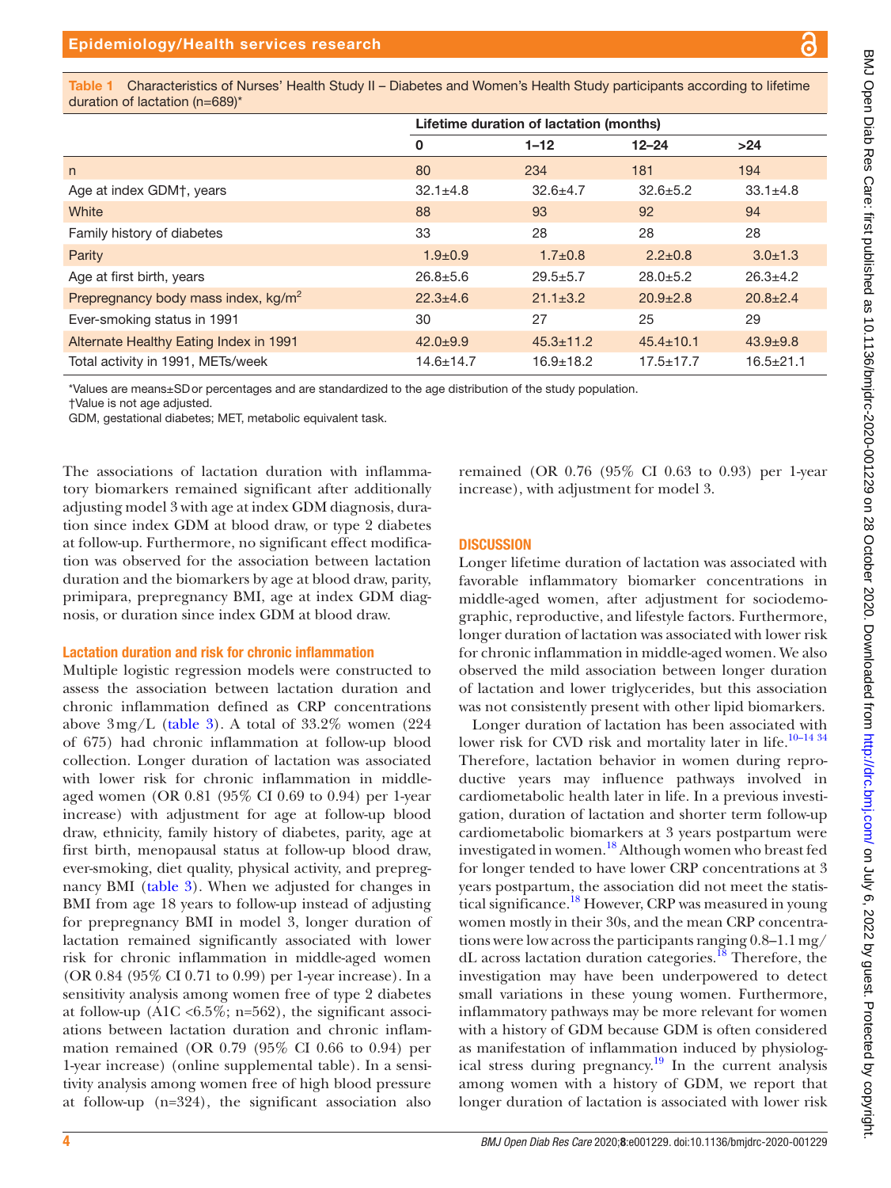**Table 1** Characteristics of Nurses' Health Study II – Diabetes and Women's Health Study participants according to lifetime duration of lactation (n=689)*

| | Lifetime duration of lactation (months) | | | |
|---|---|---|---|---|
| | 0 | 1–12 | 12–24 | >24 |
| n | 80 | 234 | 181 | 194 |
| Age at index GDM†, years | 32.1±4.8 | 32.6±4.7 | 32.6±5.2 | 33.1±4.8 |
| White | 88 | 93 | 92 | 94 |
| Family history of diabetes | 33 | 28 | 28 | 28 |
| Parity | 1.9±0.9 | 1.7±0.8 | 2.2±0.8 | 3.0±1.3 |
| Age at first birth, years | 26.8±5.6 | 29.5±5.7 | 28.0±5.2 | 26.3±4.2 |
| Prepregnancy body mass index, kg/m$^2$ | 22.3±4.6 | 21.1±3.2 | 20.9±2.8 | 20.8±2.4 |
| Ever-smoking status in 1991 | 30 | 27 | 25 | 29 |
| Alternate Healthy Eating Index in 1991 | 42.0±9.9 | 45.3±11.2 | 45.4±10.1 | 43.9±9.8 |
| Total activity in 1991, METs/week | 14.6±14.7 | 16.9±18.2 | 17.5±17.7 | 16.5±21.1 |

*Values are means±SD or percentages and are standardized to the age distribution of the study population.
†Value is not age adjusted.
GDM, gestational diabetes; MET, metabolic equivalent task.

The associations of lactation duration with inflammatory biomarkers remained significant after additionally adjusting model 3 with age at index GDM diagnosis, duration since index GDM at blood draw, or type 2 diabetes at follow-up. Furthermore, no significant effect modification was observed for the association between lactation duration and the biomarkers by age at blood draw, parity, primipara, prepregnancy BMI, age at index GDM diagnosis, or duration since index GDM at blood draw.

### Lactation duration and risk for chronic inflammation

Multiple logistic regression models were constructed to assess the association between lactation duration and chronic inflammation defined as CRP concentrations above 3 mg/L (table 3). A total of 33.2% women (224 of 675) had chronic inflammation at follow-up blood collection. Longer duration of lactation was associated with lower risk for chronic inflammation in middle-aged women (OR 0.81 (95% CI 0.69 to 0.94) per 1-year increase) with adjustment for age at follow-up blood draw, ethnicity, family history of diabetes, parity, age at first birth, menopausal status at follow-up blood draw, ever-smoking, diet quality, physical activity, and prepregnancy BMI (table 3). When we adjusted for changes in BMI from age 18 years to follow-up instead of adjusting for prepregnancy BMI in model 3, longer duration of lactation remained significantly associated with lower risk for chronic inflammation in middle-aged women (OR 0.84 (95% CI 0.71 to 0.99) per 1-year increase). In a sensitivity analysis among women free of type 2 diabetes at follow-up (A1C <6.5%; n=562), the significant associations between lactation duration and chronic inflammation remained (OR 0.79 (95% CI 0.66 to 0.94) per 1-year increase) (online supplemental table). In a sensitivity analysis among women free of high blood pressure at follow-up (n=324), the significant association also remained (OR 0.76 (95% CI 0.63 to 0.93) per 1-year increase), with adjustment for model 3.

## DISCUSSION

Longer lifetime duration of lactation was associated with favorable inflammatory biomarker concentrations in middle-aged women, after adjustment for sociodemographic, reproductive, and lifestyle factors. Furthermore, longer duration of lactation was associated with lower risk for chronic inflammation in middle-aged women. We also observed the mild association between longer duration of lactation and lower triglycerides, but this association was not consistently present with other lipid biomarkers.

Longer duration of lactation has been associated with lower risk for CVD risk and mortality later in life.[10–14 34] Therefore, lactation behavior in women during reproductive years may influence pathways involved in cardiometabolic health later in life. In a previous investigation, duration of lactation and shorter term follow-up cardiometabolic biomarkers at 3 years postpartum were investigated in women.[18] Although women who breast fed for longer tended to have lower CRP concentrations at 3 years postpartum, the association did not meet the statistical significance.[18] However, CRP was measured in young women mostly in their 30s, and the mean CRP concentrations were low across the participants ranging 0.8–1.1 mg/dL across lactation duration categories.[18] Therefore, the investigation may have been underpowered to detect small variations in these young women. Furthermore, inflammatory pathways may be more relevant for women with a history of GDM because GDM is often considered as manifestation of inflammation induced by physiological stress during pregnancy.[19] In the current analysis among women with a history of GDM, we report that longer duration of lactation is associated with lower risk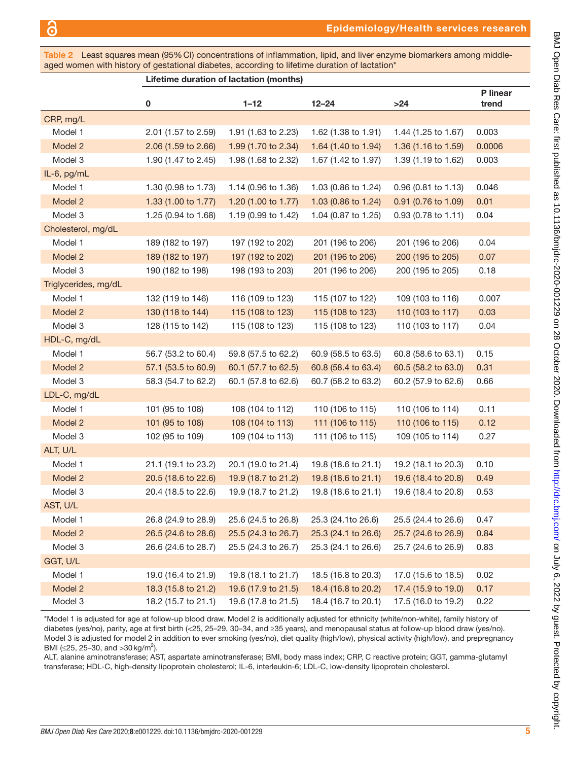**Table 2** Least squares mean (95% CI) concentrations of inflammation, lipid, and liver enzyme biomarkers among middle-aged women with history of gestational diabetes, according to lifetime duration of lactation*

| | Lifetime duration of lactation (months) | | | | |
|---|---|---|---|---|---|
| | 0 | 1–12 | 12–24 | >24 | P linear trend |
| **CRP, mg/L** | | | | | |
| Model 1 | 2.01 (1.57 to 2.59) | 1.91 (1.63 to 2.23) | 1.62 (1.38 to 1.91) | 1.44 (1.25 to 1.67) | 0.003 |
| Model 2 | 2.06 (1.59 to 2.66) | 1.99 (1.70 to 2.34) | 1.64 (1.40 to 1.94) | 1.36 (1.16 to 1.59) | 0.0006 |
| Model 3 | 1.90 (1.47 to 2.45) | 1.98 (1.68 to 2.32) | 1.67 (1.42 to 1.97) | 1.39 (1.19 to 1.62) | 0.003 |
| **IL-6, pg/mL** | | | | | |
| Model 1 | 1.30 (0.98 to 1.73) | 1.14 (0.96 to 1.36) | 1.03 (0.86 to 1.24) | 0.96 (0.81 to 1.13) | 0.046 |
| Model 2 | 1.33 (1.00 to 1.77) | 1.20 (1.00 to 1.77) | 1.03 (0.86 to 1.24) | 0.91 (0.76 to 1.09) | 0.01 |
| Model 3 | 1.25 (0.94 to 1.68) | 1.19 (0.99 to 1.42) | 1.04 (0.87 to 1.25) | 0.93 (0.78 to 1.11) | 0.04 |
| **Cholesterol, mg/dL** | | | | | |
| Model 1 | 189 (182 to 197) | 197 (192 to 202) | 201 (196 to 206) | 201 (196 to 206) | 0.04 |
| Model 2 | 189 (182 to 197) | 197 (192 to 202) | 201 (196 to 206) | 200 (195 to 205) | 0.07 |
| Model 3 | 190 (182 to 198) | 198 (193 to 203) | 201 (196 to 206) | 200 (195 to 205) | 0.18 |
| **Triglycerides, mg/dL** | | | | | |
| Model 1 | 132 (119 to 146) | 116 (109 to 123) | 115 (107 to 122) | 109 (103 to 116) | 0.007 |
| Model 2 | 130 (118 to 144) | 115 (108 to 123) | 115 (108 to 123) | 110 (103 to 117) | 0.03 |
| Model 3 | 128 (115 to 142) | 115 (108 to 123) | 115 (108 to 123) | 110 (103 to 117) | 0.04 |
| **HDL-C, mg/dL** | | | | | |
| Model 1 | 56.7 (53.2 to 60.4) | 59.8 (57.5 to 62.2) | 60.9 (58.5 to 63.5) | 60.8 (58.6 to 63.1) | 0.15 |
| Model 2 | 57.1 (53.5 to 60.9) | 60.1 (57.7 to 62.5) | 60.8 (58.4 to 63.4) | 60.5 (58.2 to 63.0) | 0.31 |
| Model 3 | 58.3 (54.7 to 62.2) | 60.1 (57.8 to 62.6) | 60.7 (58.2 to 63.2) | 60.2 (57.9 to 62.6) | 0.66 |
| **LDL-C, mg/dL** | | | | | |
| Model 1 | 101 (95 to 108) | 108 (104 to 112) | 110 (106 to 115) | 110 (106 to 114) | 0.11 |
| Model 2 | 101 (95 to 108) | 108 (104 to 113) | 111 (106 to 115) | 110 (106 to 115) | 0.12 |
| Model 3 | 102 (95 to 109) | 109 (104 to 113) | 111 (106 to 115) | 109 (105 to 114) | 0.27 |
| **ALT, U/L** | | | | | |
| Model 1 | 21.1 (19.1 to 23.2) | 20.1 (19.0 to 21.4) | 19.8 (18.6 to 21.1) | 19.2 (18.1 to 20.3) | 0.10 |
| Model 2 | 20.5 (18.6 to 22.6) | 19.9 (18.7 to 21.2) | 19.8 (18.6 to 21.1) | 19.6 (18.4 to 20.8) | 0.49 |
| Model 3 | 20.4 (18.5 to 22.6) | 19.9 (18.7 to 21.2) | 19.8 (18.6 to 21.1) | 19.6 (18.4 to 20.8) | 0.53 |
| **AST, U/L** | | | | | |
| Model 1 | 26.8 (24.9 to 28.9) | 25.6 (24.5 to 26.8) | 25.3 (24.1to 26.6) | 25.5 (24.4 to 26.6) | 0.47 |
| Model 2 | 26.5 (24.6 to 28.6) | 25.5 (24.3 to 26.7) | 25.3 (24.1 to 26.6) | 25.7 (24.6 to 26.9) | 0.84 |
| Model 3 | 26.6 (24.6 to 28.7) | 25.5 (24.3 to 26.7) | 25.3 (24.1 to 26.6) | 25.7 (24.6 to 26.9) | 0.83 |
| **GGT, U/L** | | | | | |
| Model 1 | 19.0 (16.4 to 21.9) | 19.8 (18.1 to 21.7) | 18.5 (16.8 to 20.3) | 17.0 (15.6 to 18.5) | 0.02 |
| Model 2 | 18.3 (15.8 to 21.2) | 19.6 (17.9 to 21.5) | 18.4 (16.8 to 20.2) | 17.4 (15.9 to 19.0) | 0.17 |
| Model 3 | 18.2 (15.7 to 21.1) | 19.6 (17.8 to 21.5) | 18.4 (16.7 to 20.1) | 17.5 (16.0 to 19.2) | 0.22 |

*Model 1 is adjusted for age at follow-up blood draw. Model 2 is additionally adjusted for ethnicity (white/non-white), family history of diabetes (yes/no), parity, age at first birth (<25, 25–29, 30–34, and ≥35 years), and menopausal status at follow-up blood draw (yes/no). Model 3 is adjusted for model 2 in addition to ever smoking (yes/no), diet quality (high/low), physical activity (high/low), and prepregnancy BMI (≤25, 25–30, and >30 kg/m$^2$).

ALT, alanine aminotransferase; AST, aspartate aminotransferase; BMI, body mass index; CRP, C reactive protein; GGT, gamma-glutamyl transferase; HDL-C, high-density lipoprotein cholesterol; IL-6, interleukin-6; LDL-C, low-density lipoprotein cholesterol.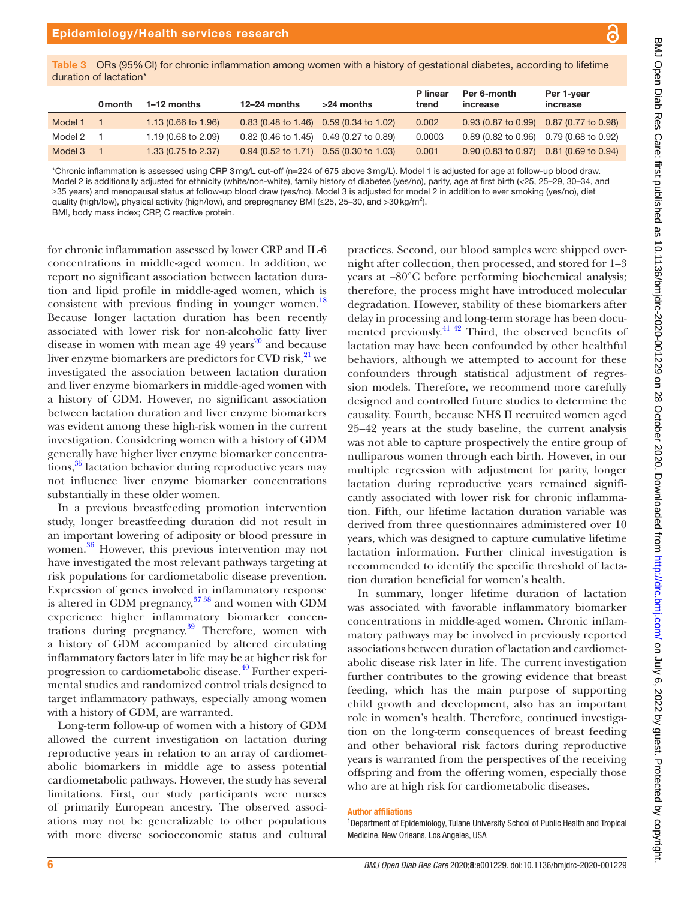Table 3 ORs (95% CI) for chronic inflammation among women with a history of gestational diabetes, according to lifetime duration of lactation*

| | 0 month | 1–12 months | 12–24 months | >24 months | P linear trend | Per 6-month increase | Per 1-year increase |
|---|---|---|---|---|---|---|---|
| Model 1 | 1 | 1.13 (0.66 to 1.96) | 0.83 (0.48 to 1.46) | 0.59 (0.34 to 1.02) | 0.002 | 0.93 (0.87 to 0.99) | 0.87 (0.77 to 0.98) |
| Model 2 | 1 | 1.19 (0.68 to 2.09) | 0.82 (0.46 to 1.45) | 0.49 (0.27 to 0.89) | 0.0003 | 0.89 (0.82 to 0.96) | 0.79 (0.68 to 0.92) |
| Model 3 | 1 | 1.33 (0.75 to 2.37) | 0.94 (0.52 to 1.71) | 0.55 (0.30 to 1.03) | 0.001 | 0.90 (0.83 to 0.97) | 0.81 (0.69 to 0.94) |

*Chronic inflammation is assessed using CRP 3 mg/L cut-off (n=224 of 675 above 3 mg/L). Model 1 is adjusted for age at follow-up blood draw. Model 2 is additionally adjusted for ethnicity (white/non-white), family history of diabetes (yes/no), parity, age at first birth (<25, 25–29, 30–34, and ≥35 years) and menopausal status at follow-up blood draw (yes/no). Model 3 is adjusted for model 2 in addition to ever smoking (yes/no), diet quality (high/low), physical activity (high/low), and prepregnancy BMI (≤25, 25–30, and >30 kg/m$^2$).
BMI, body mass index; CRP, C reactive protein.

for chronic inflammation assessed by lower CRP and IL-6 concentrations in middle-aged women. In addition, we report no significant association between lactation duration and lipid profile in middle-aged women, which is consistent with previous finding in younger women.[18] Because longer lactation duration has been recently associated with lower risk for non-alcoholic fatty liver disease in women with mean age 49 years[20] and because liver enzyme biomarkers are predictors for CVD risk,[21] we investigated the association between lactation duration and liver enzyme biomarkers in middle-aged women with a history of GDM. However, no significant association between lactation duration and liver enzyme biomarkers was evident among these high-risk women in the current investigation. Considering women with a history of GDM generally have higher liver enzyme biomarker concentrations,[35] lactation behavior during reproductive years may not influence liver enzyme biomarker concentrations substantially in these older women.

In a previous breastfeeding promotion intervention study, longer breastfeeding duration did not result in an important lowering of adiposity or blood pressure in women.[36] However, this previous intervention may not have investigated the most relevant pathways targeting at risk populations for cardiometabolic disease prevention. Expression of genes involved in inflammatory response is altered in GDM pregnancy,[37,38] and women with GDM experience higher inflammatory biomarker concentrations during pregnancy.[39] Therefore, women with a history of GDM accompanied by altered circulating inflammatory factors later in life may be at higher risk for progression to cardiometabolic disease.[40] Further experimental studies and randomized control trials designed to target inflammatory pathways, especially among women with a history of GDM, are warranted.

Long-term follow-up of women with a history of GDM allowed the current investigation on lactation during reproductive years in relation to an array of cardiometabolic biomarkers in middle age to assess potential cardiometabolic pathways. However, the study has several limitations. First, our study participants were nurses of primarily European ancestry. The observed associations may not be generalizable to other populations with more diverse socioeconomic status and cultural practices. Second, our blood samples were shipped overnight after collection, then processed, and stored for 1–3 years at −80°C before performing biochemical analysis; therefore, the process might have introduced molecular degradation. However, stability of these biomarkers after delay in processing and long-term storage has been documented previously.[41,42] Third, the observed benefits of lactation may have been confounded by other healthful behaviors, although we attempted to account for these confounders through statistical adjustment of regression models. Therefore, we recommend more carefully designed and controlled future studies to determine the causality. Fourth, because NHS II recruited women aged 25–42 years at the study baseline, the current analysis was not able to capture prospectively the entire group of nulliparous women through each birth. However, in our multiple regression with adjustment for parity, longer lactation during reproductive years remained significantly associated with lower risk for chronic inflammation. Fifth, our lifetime lactation duration variable was derived from three questionnaires administered over 10 years, which was designed to capture cumulative lifetime lactation information. Further clinical investigation is recommended to identify the specific threshold of lactation duration beneficial for women's health.

In summary, longer lifetime duration of lactation was associated with favorable inflammatory biomarker concentrations in middle-aged women. Chronic inflammatory pathways may be involved in previously reported associations between duration of lactation and cardiometabolic disease risk later in life. The current investigation further contributes to the growing evidence that breast feeding, which has the main purpose of supporting child growth and development, also has an important role in women's health. Therefore, continued investigation on the long-term consequences of breast feeding and other behavioral risk factors during reproductive years is warranted from the perspectives of the receiving offspring and from the offering women, especially those who are at high risk for cardiometabolic diseases.

**Author affiliations**

[1]Department of Epidemiology, Tulane University School of Public Health and Tropical Medicine, New Orleans, Los Angeles, USA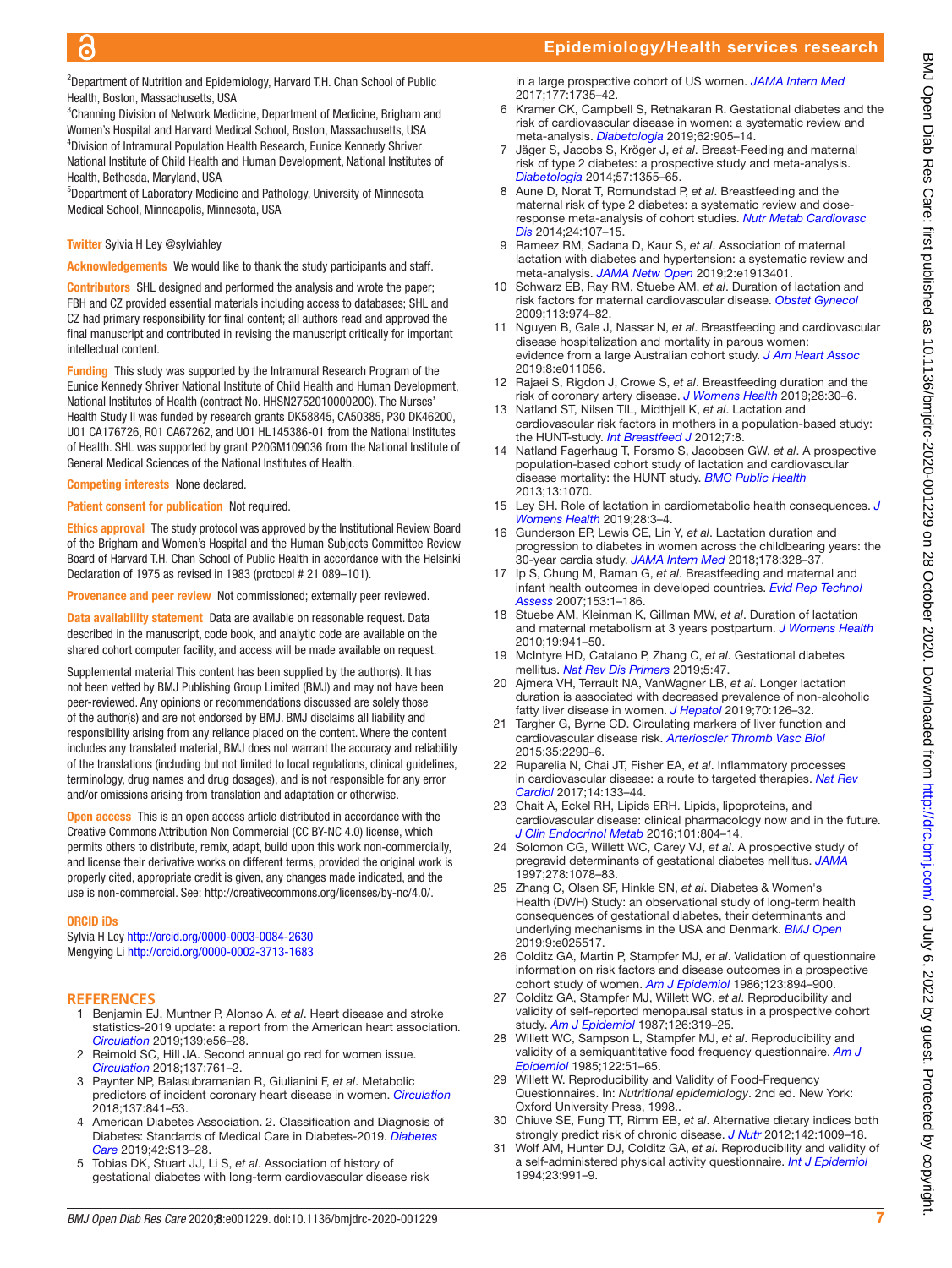[2]Department of Nutrition and Epidemiology, Harvard T.H. Chan School of Public Health, Boston, Massachusetts, USA
[3]Channing Division of Network Medicine, Department of Medicine, Brigham and Women's Hospital and Harvard Medical School, Boston, Massachusetts, USA
[4]Division of Intramural Population Health Research, Eunice Kennedy Shriver National Institute of Child Health and Human Development, National Institutes of Health, Bethesda, Maryland, USA
[5]Department of Laboratory Medicine and Pathology, University of Minnesota Medical School, Minneapolis, Minnesota, USA

**Twitter** Sylvia H Ley @sylviahley

**Acknowledgements** We would like to thank the study participants and staff.

**Contributors** SHL designed and performed the analysis and wrote the paper; FBH and CZ provided essential materials including access to databases; SHL and CZ had primary responsibility for final content; all authors read and approved the final manuscript and contributed in revising the manuscript critically for important intellectual content.

**Funding** This study was supported by the Intramural Research Program of the Eunice Kennedy Shriver National Institute of Child Health and Human Development, National Institutes of Health (contract No. HHSN275201000020C). The Nurses' Health Study II was funded by research grants DK58845, CA50385, P30 DK46200, U01 CA176726, R01 CA67262, and U01 HL145386-01 from the National Institutes of Health. SHL was supported by grant P20GM109036 from the National Institute of General Medical Sciences of the National Institutes of Health.

**Competing interests** None declared.

**Patient consent for publication** Not required.

**Ethics approval** The study protocol was approved by the Institutional Review Board of the Brigham and Women's Hospital and the Human Subjects Committee Review Board of Harvard T.H. Chan School of Public Health in accordance with the Helsinki Declaration of 1975 as revised in 1983 (protocol # 21 089–101).

**Provenance and peer review** Not commissioned; externally peer reviewed.

**Data availability statement** Data are available on reasonable request. Data described in the manuscript, code book, and analytic code are available on the shared cohort computer facility, and access will be made available on request.

Supplemental material This content has been supplied by the author(s). It has not been vetted by BMJ Publishing Group Limited (BMJ) and may not have been peer-reviewed. Any opinions or recommendations discussed are solely those of the author(s) and are not endorsed by BMJ. BMJ disclaims all liability and responsibility arising from any reliance placed on the content. Where the content includes any translated material, BMJ does not warrant the accuracy and reliability of the translations (including but not limited to local regulations, clinical guidelines, terminology, drug names and drug dosages), and is not responsible for any error and/or omissions arising from translation and adaptation or otherwise.

**Open access** This is an open access article distributed in accordance with the Creative Commons Attribution Non Commercial (CC BY-NC 4.0) license, which permits others to distribute, remix, adapt, build upon this work non-commercially, and license their derivative works on different terms, provided the original work is properly cited, appropriate credit is given, any changes made indicated, and the use is non-commercial. See: http://creativecommons.org/licenses/by-nc/4.0/.

**ORCID iDs**

Sylvia H Ley http://orcid.org/0000-0003-0084-2630
Mengying Li http://orcid.org/0000-0002-3713-1683

## REFERENCES

1. Benjamin EJ, Muntner P, Alonso A, *et al*. Heart disease and stroke statistics-2019 update: a report from the American heart association. *Circulation* 2019;139:e56–28.
2. Reimold SC, Hill JA. Second annual go red for women issue. *Circulation* 2018;137:761–2.
3. Paynter NP, Balasubramanian R, Giulianini F, *et al*. Metabolic predictors of incident coronary heart disease in women. *Circulation* 2018;137:841–53.
4. American Diabetes Association. 2. Classification and Diagnosis of Diabetes: Standards of Medical Care in Diabetes-2019. *Diabetes Care* 2019;42:S13–28.
5. Tobias DK, Stuart JJ, Li S, *et al*. Association of history of gestational diabetes with long-term cardiovascular disease risk in a large prospective cohort of US women. *JAMA Intern Med* 2017;177:1735–42.
6. Kramer CK, Campbell S, Retnakaran R. Gestational diabetes and the risk of cardiovascular disease in women: a systematic review and meta-analysis. *Diabetologia* 2019;62:905–14.
7. Jäger S, Jacobs S, Kröger J, *et al*. Breast-Feeding and maternal risk of type 2 diabetes: a prospective study and meta-analysis. *Diabetologia* 2014;57:1355–65.
8. Aune D, Norat T, Romundstad P, *et al*. Breastfeeding and the maternal risk of type 2 diabetes: a systematic review and dose-response meta-analysis of cohort studies. *Nutr Metab Cardiovasc Dis* 2014;24:107–15.
9. Rameez RM, Sadana D, Kaur S, *et al*. Association of maternal lactation with diabetes and hypertension: a systematic review and meta-analysis. *JAMA Netw Open* 2019;2:e1913401.
10. Schwarz EB, Ray RM, Stuebe AM, *et al*. Duration of lactation and risk factors for maternal cardiovascular disease. *Obstet Gynecol* 2009;113:974–82.
11. Nguyen B, Gale J, Nassar N, *et al*. Breastfeeding and cardiovascular disease hospitalization and mortality in parous women: evidence from a large Australian cohort study. *J Am Heart Assoc* 2019;8:e011056.
12. Rajaei S, Rigdon J, Crowe S, *et al*. Breastfeeding duration and the risk of coronary artery disease. *J Womens Health* 2019;28:30–6.
13. Natland ST, Nilsen TIL, Midthjell K, *et al*. Lactation and cardiovascular risk factors in mothers in a population-based study: the HUNT-study. *Int Breastfeed J* 2012;7:8.
14. Natland Fagerhaug T, Forsmo S, Jacobsen GW, *et al*. A prospective population-based cohort study of lactation and cardiovascular disease mortality: the HUNT study. *BMC Public Health* 2013;13:1070.
15. Ley SH. Role of lactation in cardiometabolic health consequences. *J Womens Health* 2019;28:3–4.
16. Gunderson EP, Lewis CE, Lin Y, *et al*. Lactation duration and progression to diabetes in women across the childbearing years: the 30-year cardia study. *JAMA Intern Med* 2018;178:328–37.
17. Ip S, Chung M, Raman G, *et al*. Breastfeeding and maternal and infant health outcomes in developed countries. *Evid Rep Technol Assess* 2007;153:1–186.
18. Stuebe AM, Kleinman K, Gillman MW, *et al*. Duration of lactation and maternal metabolism at 3 years postpartum. *J Womens Health* 2010;19:941–50.
19. McIntyre HD, Catalano P, Zhang C, *et al*. Gestational diabetes mellitus. *Nat Rev Dis Primers* 2019;5:47.
20. Ajmera VH, Terrault NA, VanWagner LB, *et al*. Longer lactation duration is associated with decreased prevalence of non-alcoholic fatty liver disease in women. *J Hepatol* 2019;70:126–32.
21. Targher G, Byrne CD. Circulating markers of liver function and cardiovascular disease risk. *Arterioscler Thromb Vasc Biol* 2015;35:2290–6.
22. Ruparelia N, Chai JT, Fisher EA, *et al*. Inflammatory processes in cardiovascular disease: a route to targeted therapies. *Nat Rev Cardiol* 2017;14:133–44.
23. Chait A, Eckel RH, Lipids ERH. Lipids, lipoproteins, and cardiovascular disease: clinical pharmacology now and in the future. *J Clin Endocrinol Metab* 2016;101:804–14.
24. Solomon CG, Willett WC, Carey VJ, *et al*. A prospective study of pregravid determinants of gestational diabetes mellitus. *JAMA* 1997;278:1078–83.
25. Zhang C, Olsen SF, Hinkle SN, *et al*. Diabetes & Women's Health (DWH) Study: an observational study of long-term health consequences of gestational diabetes, their determinants and underlying mechanisms in the USA and Denmark. *BMJ Open* 2019;9:e025517.
26. Colditz GA, Martin P, Stampfer MJ, *et al*. Validation of questionnaire information on risk factors and disease outcomes in a prospective cohort study of women. *Am J Epidemiol* 1986;123:894–900.
27. Colditz GA, Stampfer MJ, Willett WC, *et al*. Reproducibility and validity of self-reported menopausal status in a prospective cohort study. *Am J Epidemiol* 1987;126:319–25.
28. Willett WC, Sampson L, Stampfer MJ, *et al*. Reproducibility and validity of a semiquantitative food frequency questionnaire. *Am J Epidemiol* 1985;122:51–65.
29. Willett W. Reproducibility and Validity of Food-Frequency Questionnaires. In: *Nutritional epidemiology*. 2nd ed. New York: Oxford University Press, 1998..
30. Chiuve SE, Fung TT, Rimm EB, *et al*. Alternative dietary indices both strongly predict risk of chronic disease. *J Nutr* 2012;142:1009–18.
31. Wolf AM, Hunter DJ, Colditz GA, *et al*. Reproducibility and validity of a self-administered physical activity questionnaire. *Int J Epidemiol* 1994;23:991–9.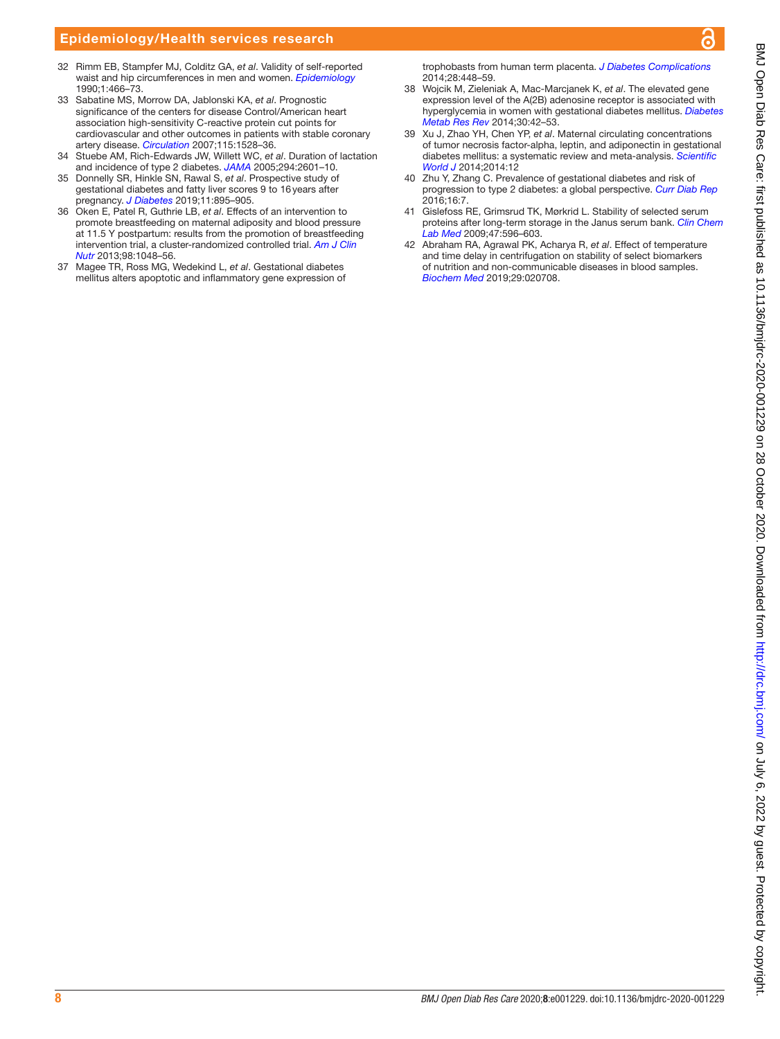32 Rimm EB, Stampfer MJ, Colditz GA, *et al*. Validity of self-reported waist and hip circumferences in men and women. *Epidemiology* 1990;1:466–73.

33 Sabatine MS, Morrow DA, Jablonski KA, *et al*. Prognostic significance of the centers for disease Control/American heart association high-sensitivity C-reactive protein cut points for cardiovascular and other outcomes in patients with stable coronary artery disease. *Circulation* 2007;115:1528–36.

34 Stuebe AM, Rich-Edwards JW, Willett WC, *et al*. Duration of lactation and incidence of type 2 diabetes. *JAMA* 2005;294:2601–10.

35 Donnelly SR, Hinkle SN, Rawal S, *et al*. Prospective study of gestational diabetes and fatty liver scores 9 to 16 years after pregnancy. *J Diabetes* 2019;11:895–905.

36 Oken E, Patel R, Guthrie LB, *et al*. Effects of an intervention to promote breastfeeding on maternal adiposity and blood pressure at 11.5 Y postpartum: results from the promotion of breastfeeding intervention trial, a cluster-randomized controlled trial. *Am J Clin Nutr* 2013;98:1048–56.

37 Magee TR, Ross MG, Wedekind L, *et al*. Gestational diabetes mellitus alters apoptotic and inflammatory gene expression of trophobasts from human term placenta. *J Diabetes Complications* 2014;28:448–59.

38 Wojcik M, Zieleniak A, Mac-Marcjanek K, *et al*. The elevated gene expression level of the A(2B) adenosine receptor is associated with hyperglycemia in women with gestational diabetes mellitus. *Diabetes Metab Res Rev* 2014;30:42–53.

39 Xu J, Zhao YH, Chen YP, *et al*. Maternal circulating concentrations of tumor necrosis factor-alpha, leptin, and adiponectin in gestational diabetes mellitus: a systematic review and meta-analysis. *Scientific World J* 2014;2014:12

40 Zhu Y, Zhang C. Prevalence of gestational diabetes and risk of progression to type 2 diabetes: a global perspective. *Curr Diab Rep* 2016;16:7.

41 Gislefoss RE, Grimsrud TK, Mørkrid L. Stability of selected serum proteins after long-term storage in the Janus serum bank. *Clin Chem Lab Med* 2009;47:596–603.

42 Abraham RA, Agrawal PK, Acharya R, *et al*. Effect of temperature and time delay in centrifugation on stability of select biomarkers of nutrition and non-communicable diseases in blood samples. *Biochem Med* 2019;29:020708.